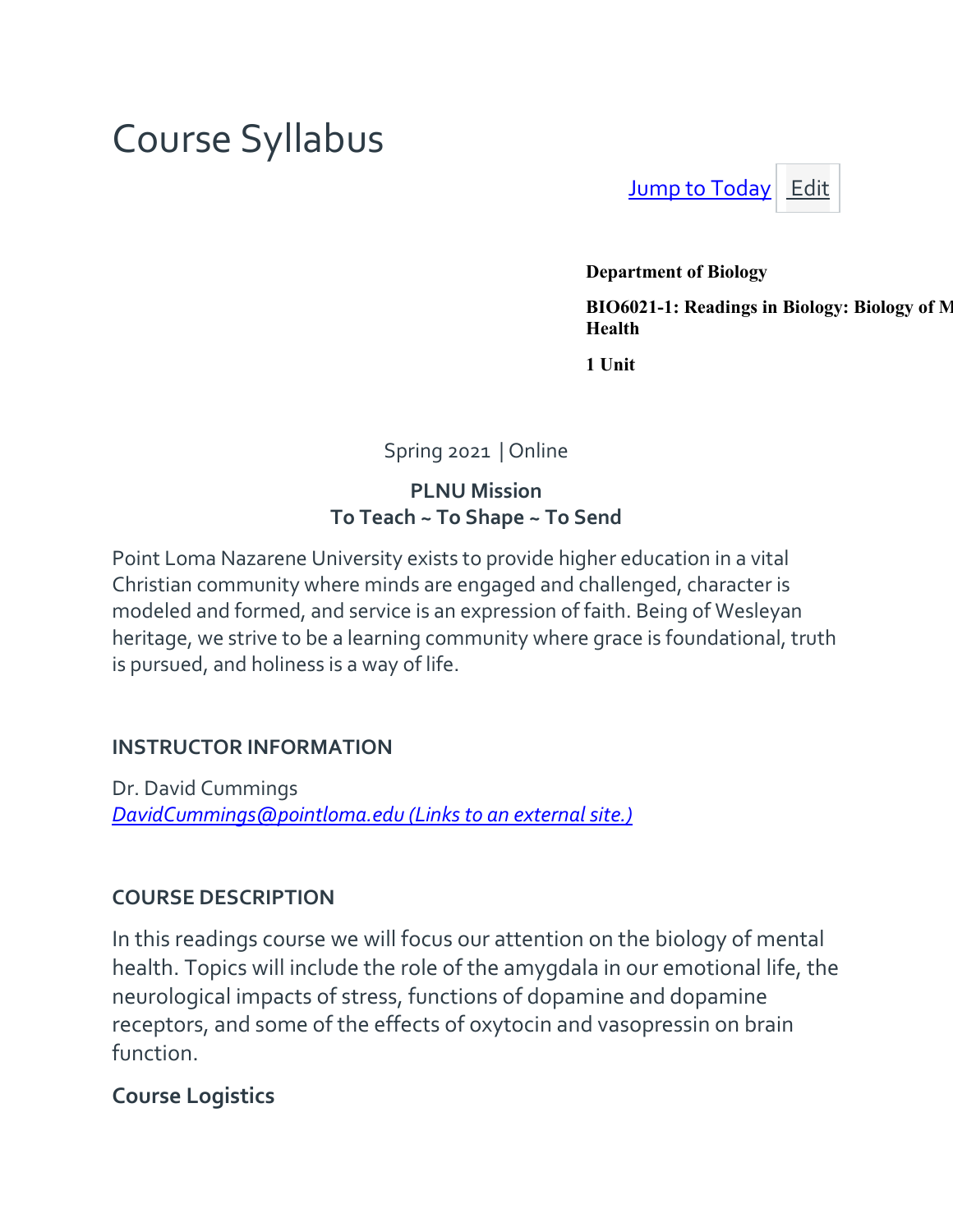# Course Syllabus

Jump to Today Edit

**Department of Biology**

**BIO6021-1: Readings in Biology: Biology of M Health**

**1 Unit**

Spring 2021 | Online

**PLNU Mission**
**To Teach ~ To Shape ~ To Send**

Point Loma Nazarene University exists to provide higher education in a vital Christian community where minds are engaged and challenged, character is modeled and formed, and service is an expression of faith. Being of Wesleyan heritage, we strive to be a learning community where grace is foundational, truth is pursued, and holiness is a way of life.

## INSTRUCTOR INFORMATION

Dr. David Cummings
*DavidCummings@pointloma.edu (Links to an external site.)*

## COURSE DESCRIPTION

In this readings course we will focus our attention on the biology of mental health. Topics will include the role of the amygdala in our emotional life, the neurological impacts of stress, functions of dopamine and dopamine receptors, and some of the effects of oxytocin and vasopressin on brain function.

### Course Logistics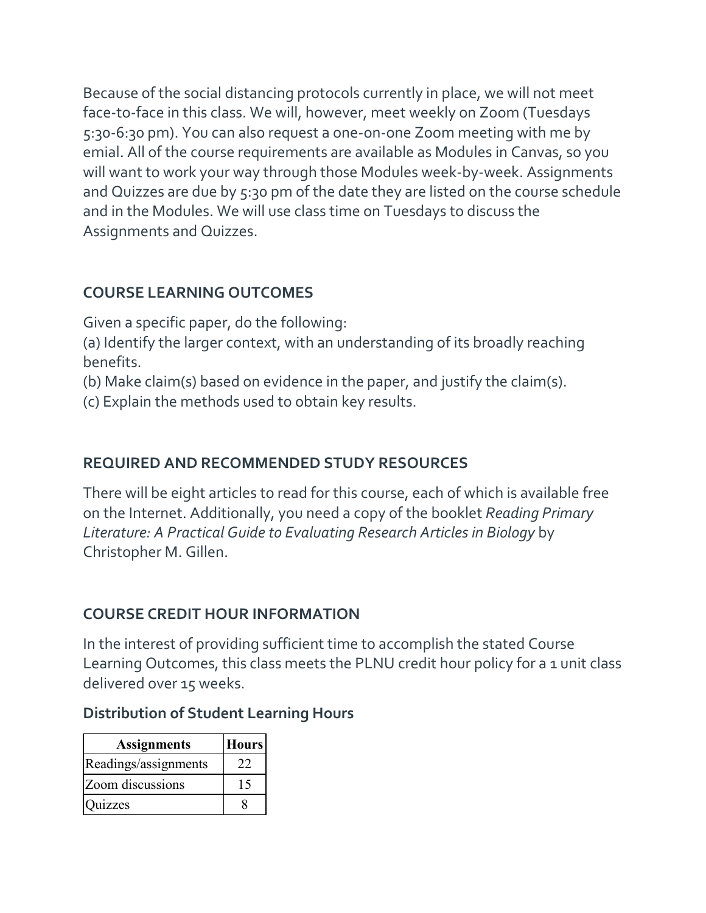Because of the social distancing protocols currently in place, we will not meet face-to-face in this class. We will, however, meet weekly on Zoom (Tuesdays 5:30-6:30 pm). You can also request a one-on-one Zoom meeting with me by emial. All of the course requirements are available as Modules in Canvas, so you will want to work your way through those Modules week-by-week. Assignments and Quizzes are due by 5:30 pm of the date they are listed on the course schedule and in the Modules. We will use class time on Tuesdays to discuss the Assignments and Quizzes.

## COURSE LEARNING OUTCOMES

Given a specific paper, do the following:
(a) Identify the larger context, with an understanding of its broadly reaching benefits.
(b) Make claim(s) based on evidence in the paper, and justify the claim(s).
(c) Explain the methods used to obtain key results.

## REQUIRED AND RECOMMENDED STUDY RESOURCES

There will be eight articles to read for this course, each of which is available free on the Internet. Additionally, you need a copy of the booklet *Reading Primary Literature: A Practical Guide to Evaluating Research Articles in Biology* by Christopher M. Gillen.

## COURSE CREDIT HOUR INFORMATION

In the interest of providing sufficient time to accomplish the stated Course Learning Outcomes, this class meets the PLNU credit hour policy for a 1 unit class delivered over 15 weeks.

### Distribution of Student Learning Hours

| Assignments | Hours |
|---|---|
| Readings/assignments | 22 |
| Zoom discussions | 15 |
| Quizzes | 8 |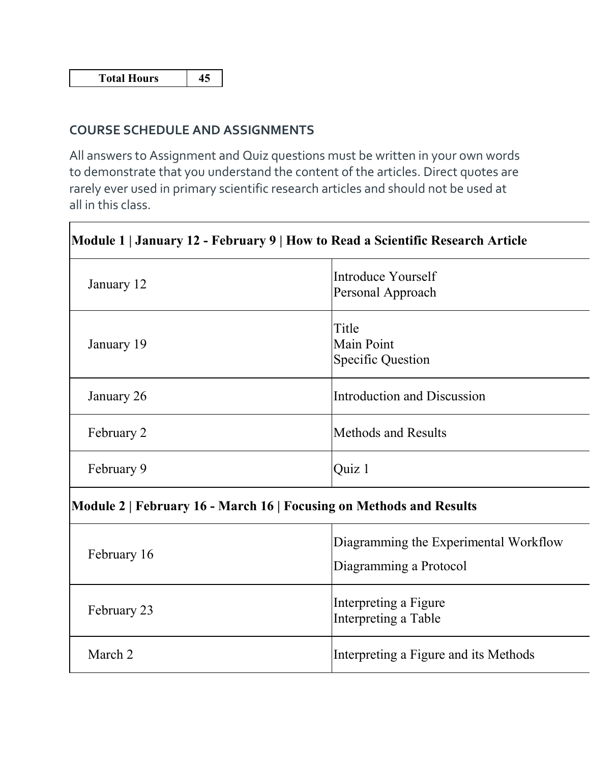| Total Hours | 45 |
|---|---|

## COURSE SCHEDULE AND ASSIGNMENTS

All answers to Assignment and Quiz questions must be written in your own words to demonstrate that you understand the content of the articles. Direct quotes are rarely ever used in primary scientific research articles and should not be used at all in this class.

| **Module 1 \| January 12 - February 9 \| How to Read a Scientific Research Article** | |
|---|---|
| January 12 | Introduce Yourself<br>Personal Approach |
| January 19 | Title<br>Main Point<br>Specific Question |
| January 26 | Introduction and Discussion |
| February 2 | Methods and Results |
| February 9 | Quiz 1 |
| **Module 2 \| February 16 - March 16 \| Focusing on Methods and Results** | |
| February 16 | Diagramming the Experimental Workflow<br>Diagramming a Protocol |
| February 23 | Interpreting a Figure<br>Interpreting a Table |
| March 2 | Interpreting a Figure and its Methods |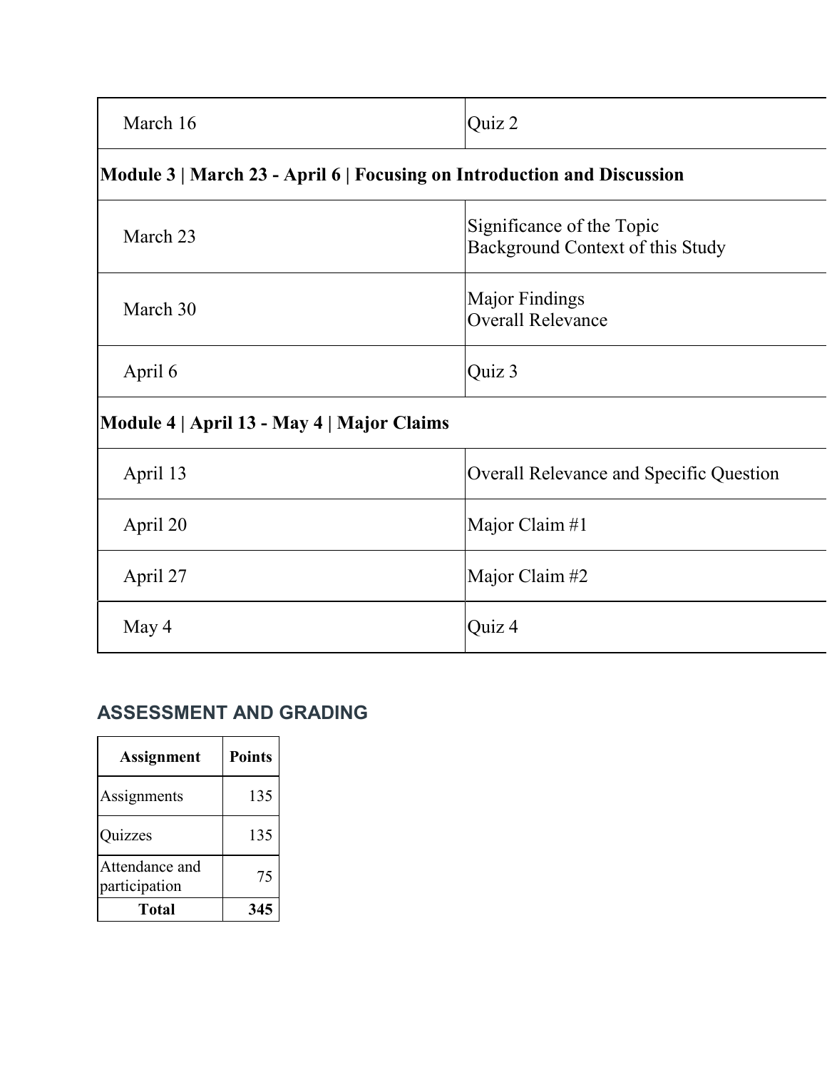| | |
|---|---|
| March 16 | Quiz 2 |
| **Module 3 \| March 23 - April 6 \| Focusing on Introduction and Discussion** | |
| March 23 | Significance of the Topic<br>Background Context of this Study |
| March 30 | Major Findings<br>Overall Relevance |
| April 6 | Quiz 3 |
| **Module 4 \| April 13 - May 4 \| Major Claims** | |
| April 13 | Overall Relevance and Specific Question |
| April 20 | Major Claim #1 |
| April 27 | Major Claim #2 |
| May 4 | Quiz 4 |

## ASSESSMENT AND GRADING

| Assignment | Points |
|---|---|
| Assignments | 135 |
| Quizzes | 135 |
| Attendance and participation | 75 |
| **Total** | **345** |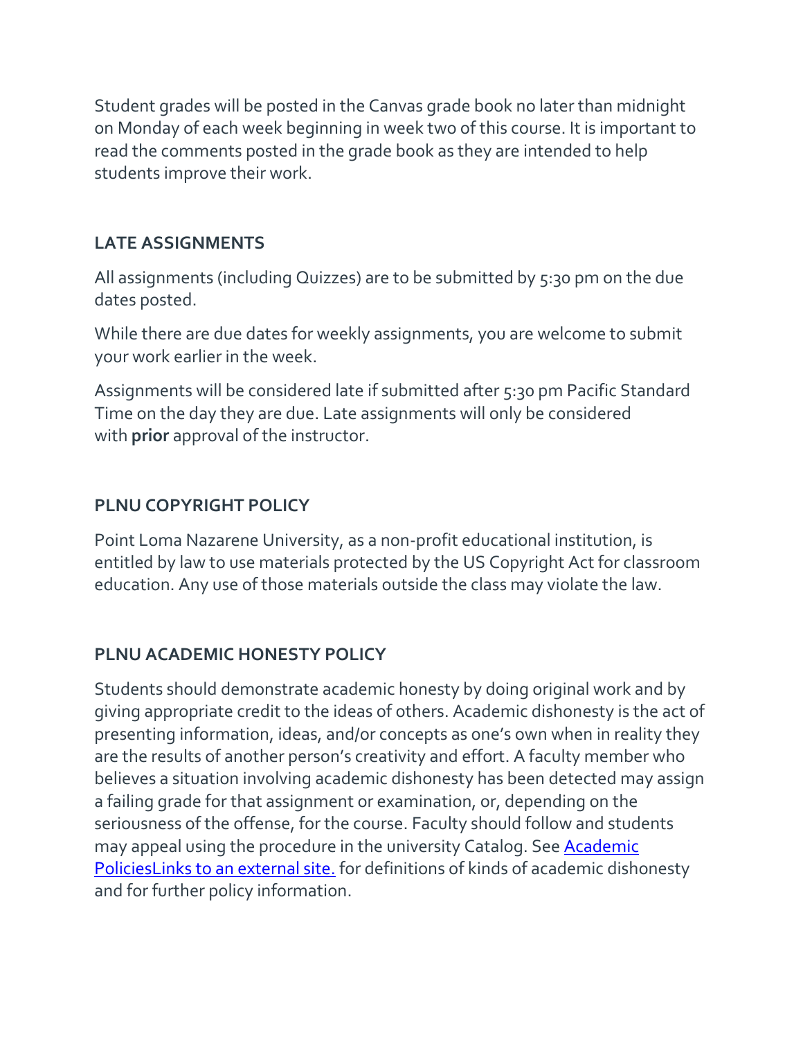Student grades will be posted in the Canvas grade book no later than midnight on Monday of each week beginning in week two of this course. It is important to read the comments posted in the grade book as they are intended to help students improve their work.

## LATE ASSIGNMENTS

All assignments (including Quizzes) are to be submitted by 5:30 pm on the due dates posted.

While there are due dates for weekly assignments, you are welcome to submit your work earlier in the week.

Assignments will be considered late if submitted after 5:30 pm Pacific Standard Time on the day they are due. Late assignments will only be considered with **prior** approval of the instructor.

## PLNU COPYRIGHT POLICY

Point Loma Nazarene University, as a non-profit educational institution, is entitled by law to use materials protected by the US Copyright Act for classroom education. Any use of those materials outside the class may violate the law.

## PLNU ACADEMIC HONESTY POLICY

Students should demonstrate academic honesty by doing original work and by giving appropriate credit to the ideas of others. Academic dishonesty is the act of presenting information, ideas, and/or concepts as one's own when in reality they are the results of another person's creativity and effort. A faculty member who believes a situation involving academic dishonesty has been detected may assign a failing grade for that assignment or examination, or, depending on the seriousness of the offense, for the course. Faculty should follow and students may appeal using the procedure in the university Catalog. See Academic PoliciesLinks to an external site. for definitions of kinds of academic dishonesty and for further policy information.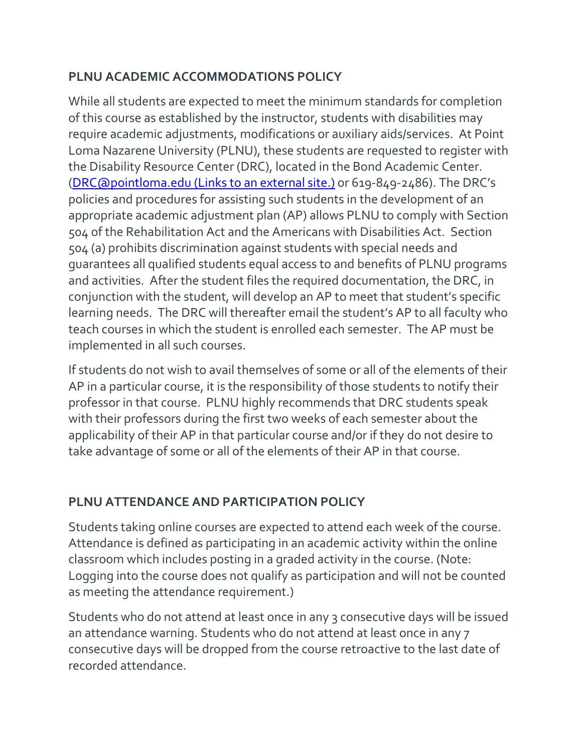## PLNU ACADEMIC ACCOMMODATIONS POLICY

While all students are expected to meet the minimum standards for completion of this course as established by the instructor, students with disabilities may require academic adjustments, modifications or auxiliary aids/services. At Point Loma Nazarene University (PLNU), these students are requested to register with the Disability Resource Center (DRC), located in the Bond Academic Center. ([DRC@pointloma.edu (Links to an external site.)](mailto:DRC@pointloma.edu) or 619-849-2486). The DRC's policies and procedures for assisting such students in the development of an appropriate academic adjustment plan (AP) allows PLNU to comply with Section 504 of the Rehabilitation Act and the Americans with Disabilities Act. Section 504 (a) prohibits discrimination against students with special needs and guarantees all qualified students equal access to and benefits of PLNU programs and activities. After the student files the required documentation, the DRC, in conjunction with the student, will develop an AP to meet that student's specific learning needs. The DRC will thereafter email the student's AP to all faculty who teach courses in which the student is enrolled each semester. The AP must be implemented in all such courses.

If students do not wish to avail themselves of some or all of the elements of their AP in a particular course, it is the responsibility of those students to notify their professor in that course. PLNU highly recommends that DRC students speak with their professors during the first two weeks of each semester about the applicability of their AP in that particular course and/or if they do not desire to take advantage of some or all of the elements of their AP in that course.

## PLNU ATTENDANCE AND PARTICIPATION POLICY

Students taking online courses are expected to attend each week of the course. Attendance is defined as participating in an academic activity within the online classroom which includes posting in a graded activity in the course. (Note: Logging into the course does not qualify as participation and will not be counted as meeting the attendance requirement.)

Students who do not attend at least once in any 3 consecutive days will be issued an attendance warning. Students who do not attend at least once in any 7 consecutive days will be dropped from the course retroactive to the last date of recorded attendance.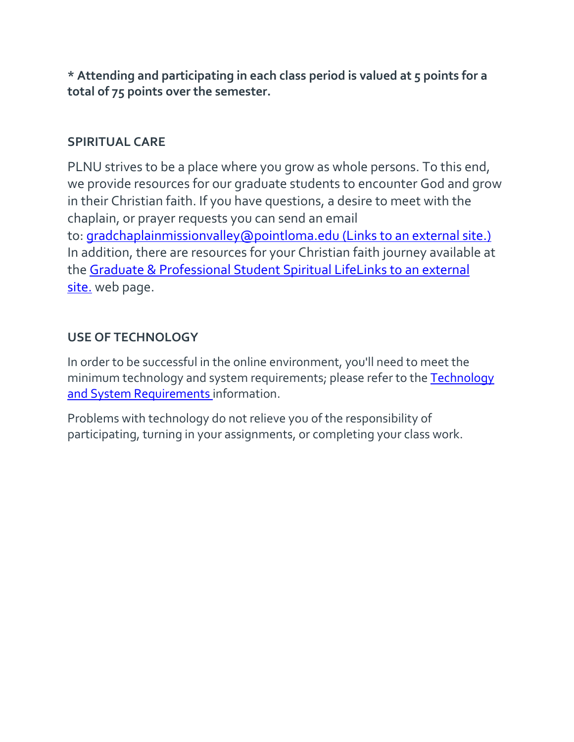**\* Attending and participating in each class period is valued at 5 points for a total of 75 points over the semester.**

## SPIRITUAL CARE

PLNU strives to be a place where you grow as whole persons. To this end, we provide resources for our graduate students to encounter God and grow in their Christian faith. If you have questions, a desire to meet with the chaplain, or prayer requests you can send an email to: [gradchaplainmissionvalley@pointloma.edu (Links to an external site.)](mailto:gradchaplainmissionvalley@pointloma.edu) In addition, there are resources for your Christian faith journey available at the [Graduate & Professional Student Spiritual LifeLinks to an external site.]() web page.

## USE OF TECHNOLOGY

In order to be successful in the online environment, you'll need to meet the minimum technology and system requirements; please refer to the [Technology and System Requirements]() information.

Problems with technology do not relieve you of the responsibility of participating, turning in your assignments, or completing your class work.